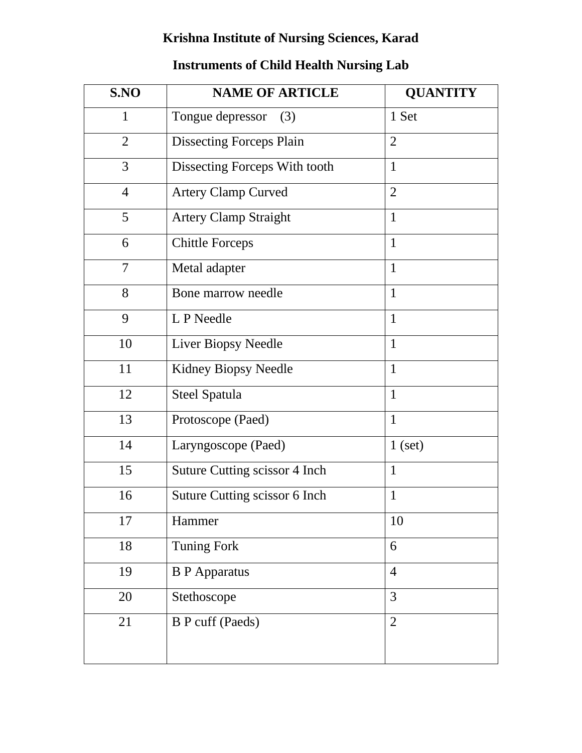# Krishna Institute of Nursing Sciences, Karad

## Instruments of Child Health Nursing Lab

| S.NO | NAME OF ARTICLE | QUANTITY |
|---|---|---|
| 1 | Tongue depressor (3) | 1 Set |
| 2 | Dissecting Forceps Plain | 2 |
| 3 | Dissecting Forceps With tooth | 1 |
| 4 | Artery Clamp Curved | 2 |
| 5 | Artery Clamp Straight | 1 |
| 6 | Chittle Forceps | 1 |
| 7 | Metal adapter | 1 |
| 8 | Bone marrow needle | 1 |
| 9 | L P Needle | 1 |
| 10 | Liver Biopsy Needle | 1 |
| 11 | Kidney Biopsy Needle | 1 |
| 12 | Steel Spatula | 1 |
| 13 | Protoscope (Paed) | 1 |
| 14 | Laryngoscope (Paed) | 1 (set) |
| 15 | Suture Cutting scissor 4 Inch | 1 |
| 16 | Suture Cutting scissor 6 Inch | 1 |
| 17 | Hammer | 10 |
| 18 | Tuning Fork | 6 |
| 19 | B P Apparatus | 4 |
| 20 | Stethoscope | 3 |
| 21 | B P cuff (Paeds) | 2 |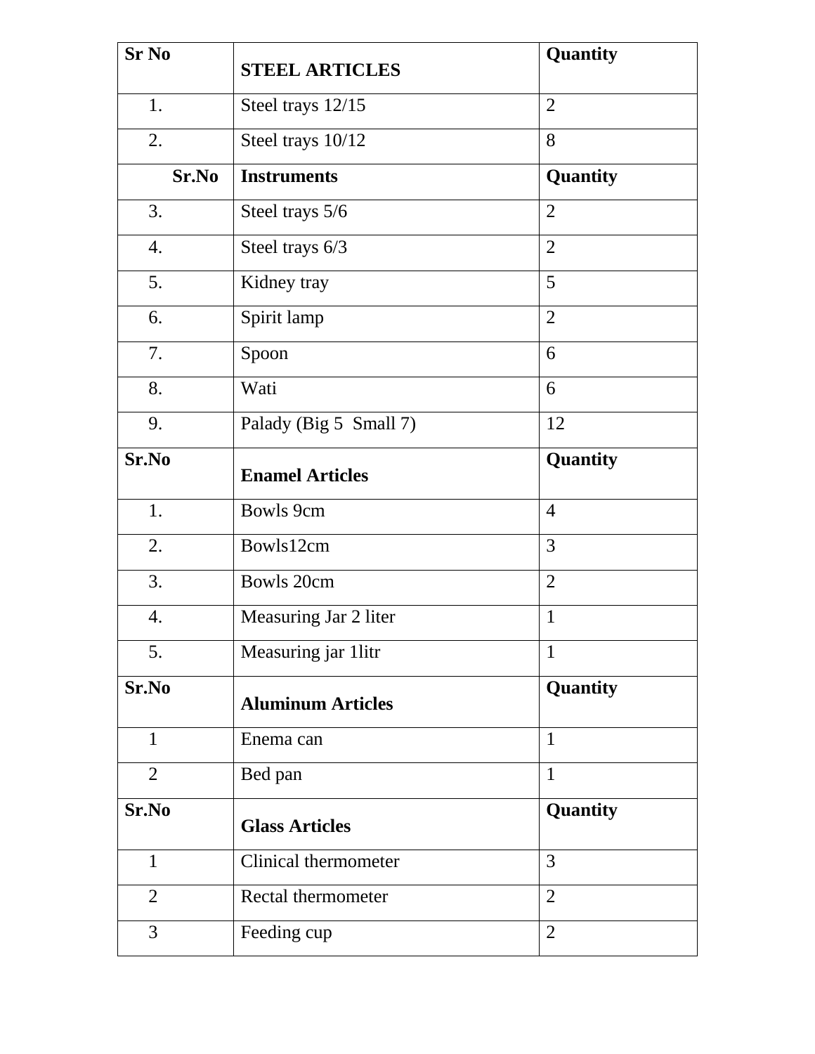| Sr No | STEEL ARTICLES | Quantity |
| --- | --- | --- |
| 1. | Steel trays 12/15 | 2 |
| 2. | Steel trays 10/12 | 8 |
| **Sr.No** | **Instruments** | **Quantity** |
| 3. | Steel trays 5/6 | 2 |
| 4. | Steel trays 6/3 | 2 |
| 5. | Kidney tray | 5 |
| 6. | Spirit lamp | 2 |
| 7. | Spoon | 6 |
| 8. | Wati | 6 |
| 9. | Palady (Big 5 Small 7) | 12 |
| **Sr.No** | **Enamel Articles** | **Quantity** |
| 1. | Bowls 9cm | 4 |
| 2. | Bowls12cm | 3 |
| 3. | Bowls 20cm | 2 |
| 4. | Measuring Jar 2 liter | 1 |
| 5. | Measuring jar 1litr | 1 |
| **Sr.No** | **Aluminum Articles** | **Quantity** |
| 1 | Enema can | 1 |
| 2 | Bed pan | 1 |
| **Sr.No** | **Glass Articles** | **Quantity** |
| 1 | Clinical thermometer | 3 |
| 2 | Rectal thermometer | 2 |
| 3 | Feeding cup | 2 |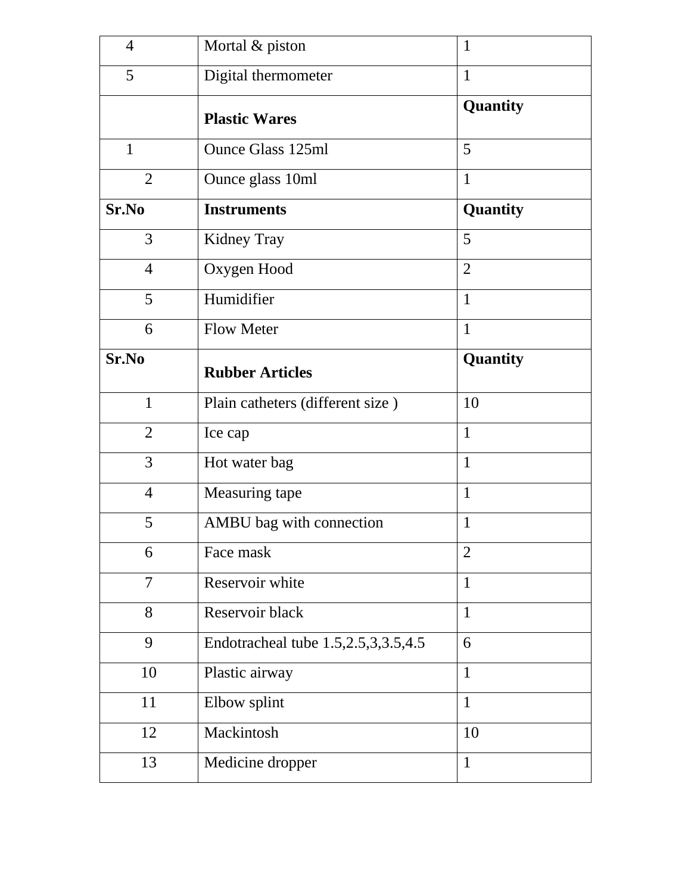| | | |
|---|---|---|
| 4 | Mortal & piston | 1 |
| 5 | Digital thermometer | 1 |
| | **Plastic Wares** | **Quantity** |
| 1 | Ounce Glass 125ml | 5 |
| 2 | Ounce glass 10ml | 1 |
| **Sr.No** | **Instruments** | **Quantity** |
| 3 | Kidney Tray | 5 |
| 4 | Oxygen Hood | 2 |
| 5 | Humidifier | 1 |
| 6 | Flow Meter | 1 |
| **Sr.No** | **Rubber Articles** | **Quantity** |
| 1 | Plain catheters (different size ) | 10 |
| 2 | Ice cap | 1 |
| 3 | Hot water bag | 1 |
| 4 | Measuring tape | 1 |
| 5 | AMBU bag with connection | 1 |
| 6 | Face mask | 2 |
| 7 | Reservoir white | 1 |
| 8 | Reservoir black | 1 |
| 9 | Endotracheal tube 1.5,2.5,3,3.5,4.5 | 6 |
| 10 | Plastic airway | 1 |
| 11 | Elbow splint | 1 |
| 12 | Mackintosh | 10 |
| 13 | Medicine dropper | 1 |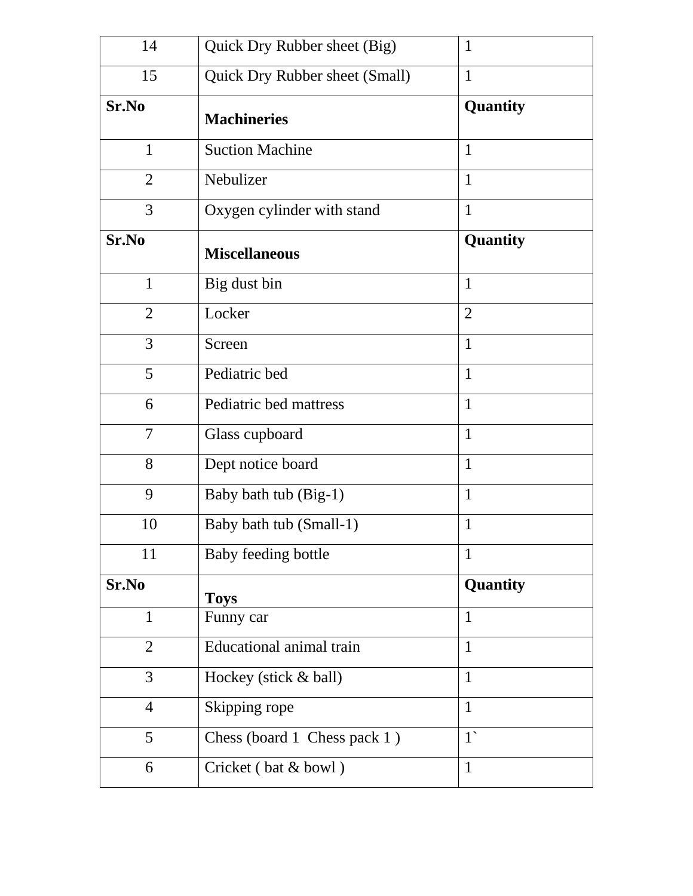| 14 | Quick Dry Rubber sheet (Big) | 1 |
|---|---|---|
| 15 | Quick Dry Rubber sheet (Small) | 1 |
| **Sr.No** | **Machineries** | **Quantity** |
| 1 | Suction Machine | 1 |
| 2 | Nebulizer | 1 |
| 3 | Oxygen cylinder with stand | 1 |
| **Sr.No** | **Miscellaneous** | **Quantity** |
| 1 | Big dust bin | 1 |
| 2 | Locker | 2 |
| 3 | Screen | 1 |
| 5 | Pediatric bed | 1 |
| 6 | Pediatric bed mattress | 1 |
| 7 | Glass cupboard | 1 |
| 8 | Dept notice board | 1 |
| 9 | Baby bath tub (Big-1) | 1 |
| 10 | Baby bath tub (Small-1) | 1 |
| 11 | Baby feeding bottle | 1 |
| **Sr.No** | **Toys** | **Quantity** |
| 1 | Funny car | 1 |
| 2 | Educational animal train | 1 |
| 3 | Hockey (stick & ball) | 1 |
| 4 | Skipping rope | 1 |
| 5 | Chess (board 1 Chess pack 1 ) | 1` |
| 6 | Cricket ( bat & bowl ) | 1 |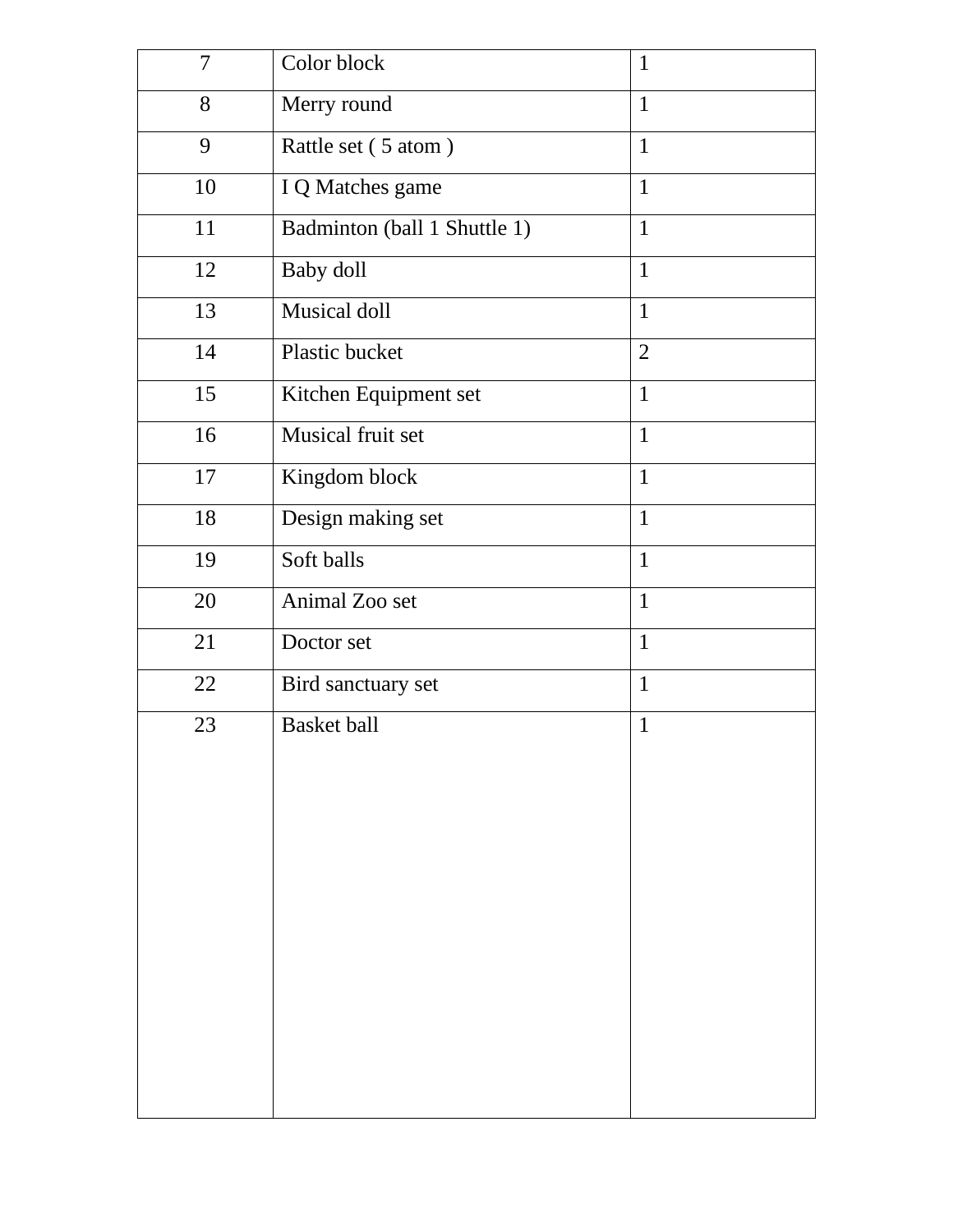| 7 | Color block | 1 |
|---|---|---|
| 8 | Merry round | 1 |
| 9 | Rattle set ( 5 atom ) | 1 |
| 10 | I Q Matches game | 1 |
| 11 | Badminton (ball 1 Shuttle 1) | 1 |
| 12 | Baby doll | 1 |
| 13 | Musical doll | 1 |
| 14 | Plastic bucket | 2 |
| 15 | Kitchen Equipment set | 1 |
| 16 | Musical fruit set | 1 |
| 17 | Kingdom block | 1 |
| 18 | Design making set | 1 |
| 19 | Soft balls | 1 |
| 20 | Animal Zoo set | 1 |
| 21 | Doctor set | 1 |
| 22 | Bird sanctuary set | 1 |
| 23 | Basket ball | 1 |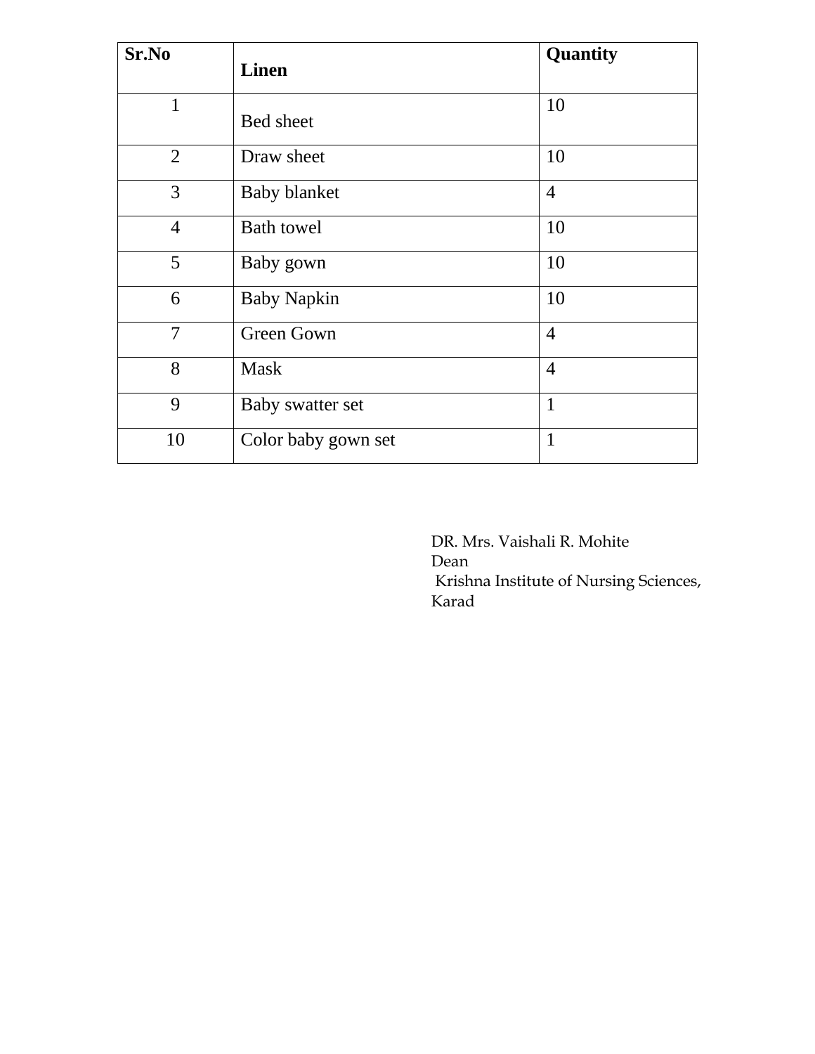| Sr.No | Linen | Quantity |
|---|---|---|
| 1 | Bed sheet | 10 |
| 2 | Draw sheet | 10 |
| 3 | Baby blanket | 4 |
| 4 | Bath towel | 10 |
| 5 | Baby gown | 10 |
| 6 | Baby Napkin | 10 |
| 7 | Green Gown | 4 |
| 8 | Mask | 4 |
| 9 | Baby swatter set | 1 |
| 10 | Color baby gown set | 1 |

DR. Mrs. Vaishali R. Mohite
Dean
Krishna Institute of Nursing Sciences,
Karad